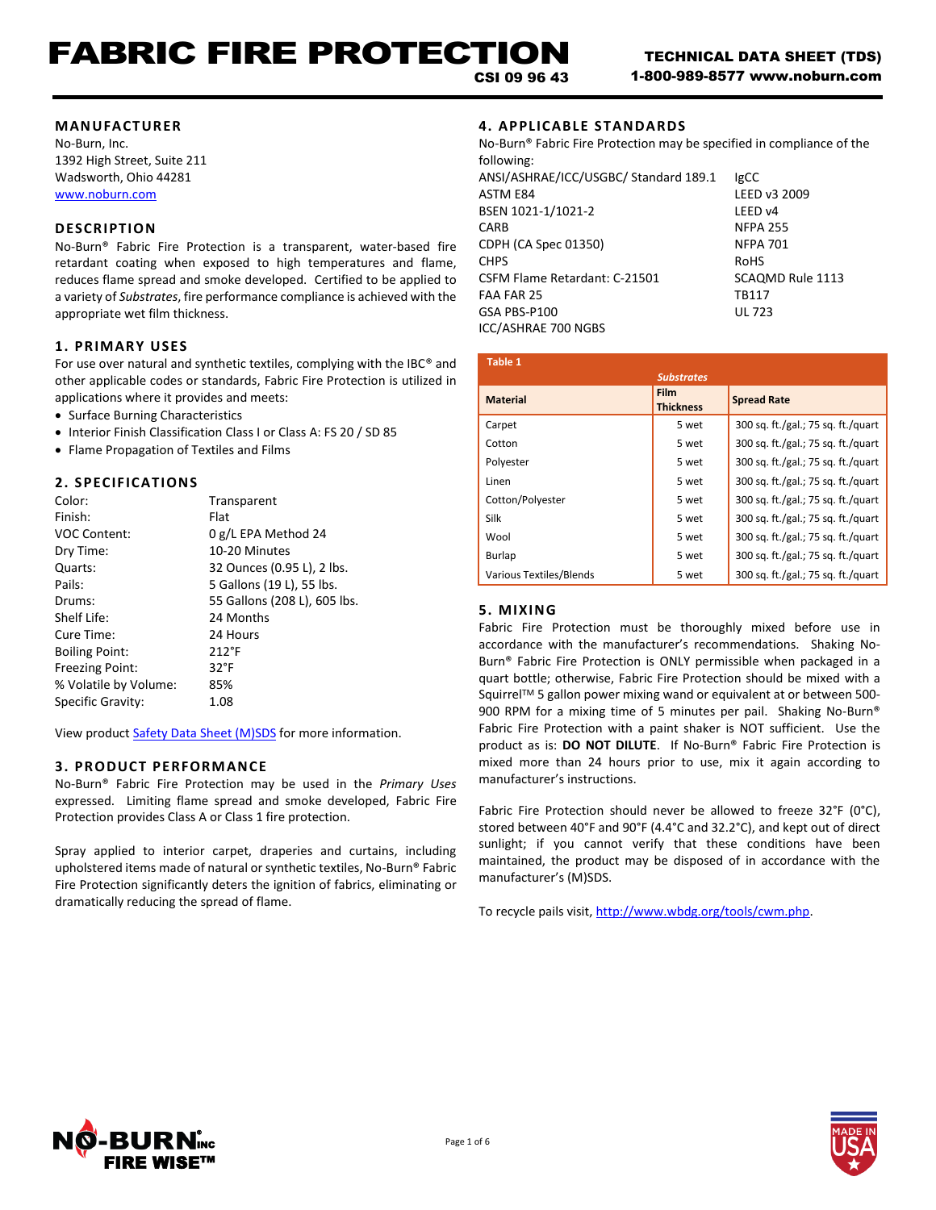# FABRIC FIRE PROTECTION

CSI 09 96 43

**TECHNICAL DATA SHEET (TDS)**
**1-800-989-8577 www.noburn.com**

## MANUFACTURER

No-Burn, Inc.
1392 High Street, Suite 211
Wadsworth, Ohio 44281
www.noburn.com

## DESCRIPTION

No-Burn® Fabric Fire Protection is a transparent, water-based fire retardant coating when exposed to high temperatures and flame, reduces flame spread and smoke developed. Certified to be applied to a variety of *Substrates*, fire performance compliance is achieved with the appropriate wet film thickness.

## 1. PRIMARY USES

For use over natural and synthetic textiles, complying with the IBC® and other applicable codes or standards, Fabric Fire Protection is utilized in applications where it provides and meets:

- Surface Burning Characteristics
- Interior Finish Classification Class I or Class A: FS 20 / SD 85
- Flame Propagation of Textiles and Films

## 2. SPECIFICATIONS

| | |
|---|---|
| Color: | Transparent |
| Finish: | Flat |
| VOC Content: | 0 g/L EPA Method 24 |
| Dry Time: | 10-20 Minutes |
| Quarts: | 32 Ounces (0.95 L), 2 lbs. |
| Pails: | 5 Gallons (19 L), 55 lbs. |
| Drums: | 55 Gallons (208 L), 605 lbs. |
| Shelf Life: | 24 Months |
| Cure Time: | 24 Hours |
| Boiling Point: | 212°F |
| Freezing Point: | 32°F |
| % Volatile by Volume: | 85% |
| Specific Gravity: | 1.08 |

View product Safety Data Sheet (M)SDS for more information.

## 3. PRODUCT PERFORMANCE

No-Burn® Fabric Fire Protection may be used in the *Primary Uses* expressed. Limiting flame spread and smoke developed, Fabric Fire Protection provides Class A or Class 1 fire protection.

Spray applied to interior carpet, draperies and curtains, including upholstered items made of natural or synthetic textiles, No-Burn® Fabric Fire Protection significantly deters the ignition of fabrics, eliminating or dramatically reducing the spread of flame.

## 4. APPLICABLE STANDARDS

No-Burn® Fabric Fire Protection may be specified in compliance of the following:

| | |
|---|---|
| ANSI/ASHRAE/ICC/USGBC/ Standard 189.1 | IgCC |
| ASTM E84 | LEED v3 2009 |
| BSEN 1021-1/1021-2 | LEED v4 |
| CARB | NFPA 255 |
| CDPH (CA Spec 01350) | NFPA 701 |
| CHPS | RoHS |
| CSFM Flame Retardant: C-21501 | SCAQMD Rule 1113 |
| FAA FAR 25 | TB117 |
| GSA PBS-P100 | UL 723 |
| ICC/ASHRAE 700 NGBS | |

**Table 1**

| *Substrates* | | |
|---|---|---|
| **Material** | **Film Thickness** | **Spread Rate** |
| Carpet | 5 wet | 300 sq. ft./gal.; 75 sq. ft./quart |
| Cotton | 5 wet | 300 sq. ft./gal.; 75 sq. ft./quart |
| Polyester | 5 wet | 300 sq. ft./gal.; 75 sq. ft./quart |
| Linen | 5 wet | 300 sq. ft./gal.; 75 sq. ft./quart |
| Cotton/Polyester | 5 wet | 300 sq. ft./gal.; 75 sq. ft./quart |
| Silk | 5 wet | 300 sq. ft./gal.; 75 sq. ft./quart |
| Wool | 5 wet | 300 sq. ft./gal.; 75 sq. ft./quart |
| Burlap | 5 wet | 300 sq. ft./gal.; 75 sq. ft./quart |
| Various Textiles/Blends | 5 wet | 300 sq. ft./gal.; 75 sq. ft./quart |

## 5. MIXING

Fabric Fire Protection must be thoroughly mixed before use in accordance with the manufacturer's recommendations. Shaking No-Burn® Fabric Fire Protection is ONLY permissible when packaged in a quart bottle; otherwise, Fabric Fire Protection should be mixed with a Squirrel™ 5 gallon power mixing wand or equivalent at or between 500-900 RPM for a mixing time of 5 minutes per pail. Shaking No-Burn® Fabric Fire Protection with a paint shaker is NOT sufficient. Use the product as is: **DO NOT DILUTE**. If No-Burn® Fabric Fire Protection is mixed more than 24 hours prior to use, mix it again according to manufacturer's instructions.

Fabric Fire Protection should never be allowed to freeze 32°F (0°C), stored between 40°F and 90°F (4.4°C and 32.2°C), and kept out of direct sunlight; if you cannot verify that these conditions have been maintained, the product may be disposed of in accordance with the manufacturer's (M)SDS.

To recycle pails visit, http://www.wbdg.org/tools/cwm.php.

NO-BURN® INC FIRE WISE™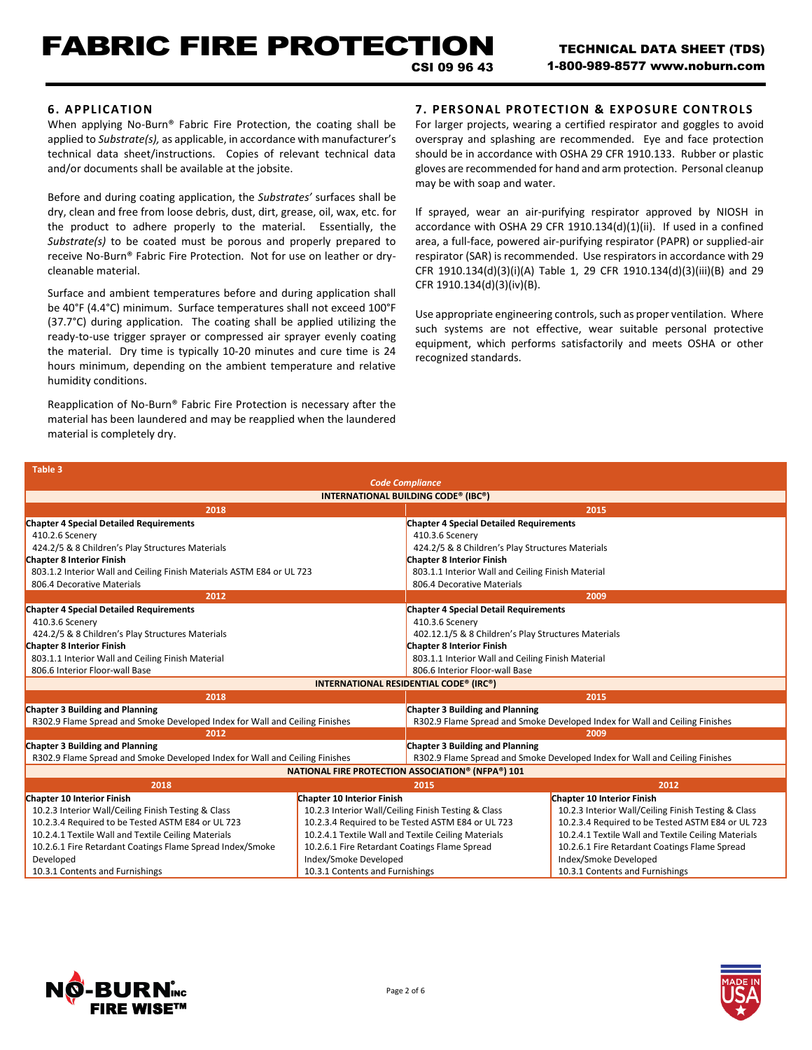## 6. APPLICATION

When applying No-Burn® Fabric Fire Protection, the coating shall be applied to *Substrate(s),* as applicable, in accordance with manufacturer's technical data sheet/instructions. Copies of relevant technical data and/or documents shall be available at the jobsite.

Before and during coating application, the *Substrates'* surfaces shall be dry, clean and free from loose debris, dust, dirt, grease, oil, wax, etc. for the product to adhere properly to the material. Essentially, the *Substrate(s)* to be coated must be porous and properly prepared to receive No-Burn® Fabric Fire Protection. Not for use on leather or dry-cleanable material.

Surface and ambient temperatures before and during application shall be 40°F (4.4°C) minimum. Surface temperatures shall not exceed 100°F (37.7°C) during application. The coating shall be applied utilizing the ready-to-use trigger sprayer or compressed air sprayer evenly coating the material. Dry time is typically 10-20 minutes and cure time is 24 hours minimum, depending on the ambient temperature and relative humidity conditions.

Reapplication of No-Burn® Fabric Fire Protection is necessary after the material has been laundered and may be reapplied when the laundered material is completely dry.

## 7. PERSONAL PROTECTION & EXPOSURE CONTROLS

For larger projects, wearing a certified respirator and goggles to avoid overspray and splashing are recommended. Eye and face protection should be in accordance with OSHA 29 CFR 1910.133. Rubber or plastic gloves are recommended for hand and arm protection. Personal cleanup may be with soap and water.

If sprayed, wear an air-purifying respirator approved by NIOSH in accordance with OSHA 29 CFR 1910.134(d)(1)(ii). If used in a confined area, a full-face, powered air-purifying respirator (PAPR) or supplied-air respirator (SAR) is recommended. Use respirators in accordance with 29 CFR 1910.134(d)(3)(i)(A) Table 1, 29 CFR 1910.134(d)(3)(iii)(B) and 29 CFR 1910.134(d)(3)(iv)(B).

Use appropriate engineering controls, such as proper ventilation. Where such systems are not effective, wear suitable personal protective equipment, which performs satisfactorily and meets OSHA or other recognized standards.

**Table 3**

***Code Compliance***

**INTERNATIONAL BUILDING CODE® (IBC®)**

| 2018 | 2015 |
|---|---|
| **Chapter 4 Special Detailed Requirements** | **Chapter 4 Special Detailed Requirements** |
| 410.2.6 Scenery | 410.3.6 Scenery |
| 424.2/5 & 8 Children's Play Structures Materials | 424.2/5 & 8 Children's Play Structures Materials |
| **Chapter 8 Interior Finish** | **Chapter 8 Interior Finish** |
| 803.1.2 Interior Wall and Ceiling Finish Materials ASTM E84 or UL 723 | 803.1.1 Interior Wall and Ceiling Finish Material |
| 806.4 Decorative Materials | 806.4 Decorative Materials |
| **2012** | **2009** |
| **Chapter 4 Special Detailed Requirements** | **Chapter 4 Special Detail Requirements** |
| 410.3.6 Scenery | 410.3.6 Scenery |
| 424.2/5 & 8 Children's Play Structures Materials | 402.12.1/5 & 8 Children's Play Structures Materials |
| **Chapter 8 Interior Finish** | **Chapter 8 Interior Finish** |
| 803.1.1 Interior Wall and Ceiling Finish Material | 803.1.1 Interior Wall and Ceiling Finish Material |
| 806.6 Interior Floor-wall Base | 806.6 Interior Floor-wall Base |

**INTERNATIONAL RESIDENTIAL CODE® (IRC®)**

| 2018 | 2015 |
|---|---|
| **Chapter 3 Building and Planning** | **Chapter 3 Building and Planning** |
| R302.9 Flame Spread and Smoke Developed Index for Wall and Ceiling Finishes | R302.9 Flame Spread and Smoke Developed Index for Wall and Ceiling Finishes |
| **2012** | **2009** |
| **Chapter 3 Building and Planning** | **Chapter 3 Building and Planning** |
| R302.9 Flame Spread and Smoke Developed Index for Wall and Ceiling Finishes | R302.9 Flame Spread and Smoke Developed Index for Wall and Ceiling Finishes |

**NATIONAL FIRE PROTECTION ASSOCIATION® (NFPA®) 101**

| 2018 | 2015 | 2012 |
|---|---|---|
| **Chapter 10 Interior Finish** | **Chapter 10 Interior Finish** | **Chapter 10 Interior Finish** |
| 10.2.3 Interior Wall/Ceiling Finish Testing & Class | 10.2.3 Interior Wall/Ceiling Finish Testing & Class | 10.2.3 Interior Wall/Ceiling Finish Testing & Class |
| 10.2.3.4 Required to be Tested ASTM E84 or UL 723 | 10.2.3.4 Required to be Tested ASTM E84 or UL 723 | 10.2.3.4 Required to be Tested ASTM E84 or UL 723 |
| 10.2.4.1 Textile Wall and Textile Ceiling Materials | 10.2.4.1 Textile Wall and Textile Ceiling Materials | 10.2.4.1 Textile Wall and Textile Ceiling Materials |
| 10.2.6.1 Fire Retardant Coatings Flame Spread Index/Smoke Developed | 10.2.6.1 Fire Retardant Coatings Flame Spread Index/Smoke Developed | 10.2.6.1 Fire Retardant Coatings Flame Spread Index/Smoke Developed |
| 10.3.1 Contents and Furnishings | 10.3.1 Contents and Furnishings | 10.3.1 Contents and Furnishings |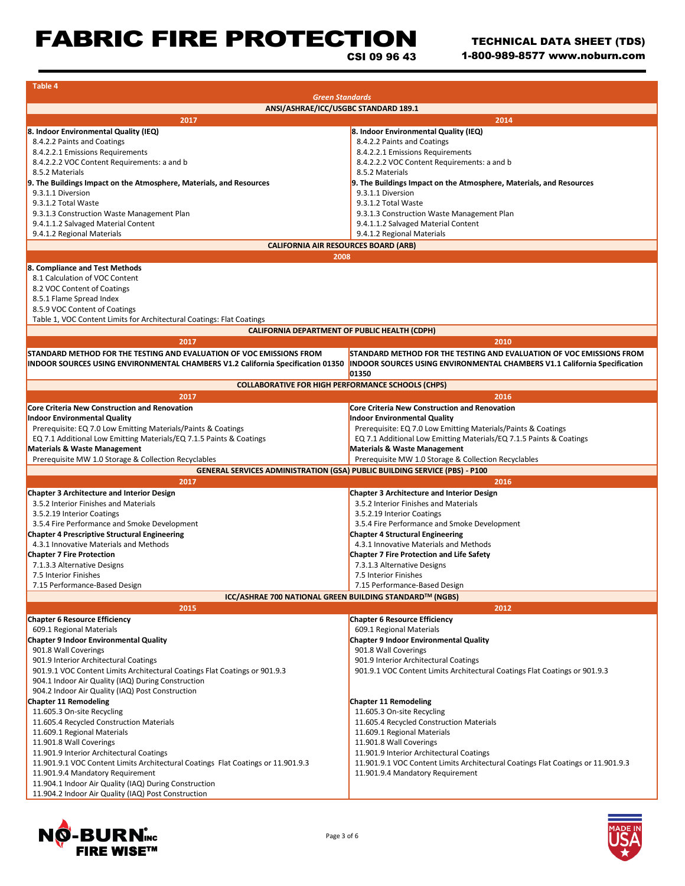# FABRIC FIRE PROTECTION

CSI 09 96 43

TECHNICAL DATA SHEET (TDS)

1-800-989-8577 www.noburn.com

**Table 4**

*Green Standards*

| ANSI/ASHRAE/ICC/USGBC STANDARD 189.1 | |
|---|---|
| **2017** | **2014** |
| **8. Indoor Environmental Quality (IEQ)** | **8. Indoor Environmental Quality (IEQ)** |
| 8.4.2.2 Paints and Coatings | 8.4.2.2 Paints and Coatings |
| 8.4.2.2.1 Emissions Requirements | 8.4.2.2.1 Emissions Requirements |
| 8.4.2.2.2 VOC Content Requirements: a and b | 8.4.2.2.2 VOC Content Requirements: a and b |
| 8.5.2 Materials | 8.5.2 Materials |
| **9. The Buildings Impact on the Atmosphere, Materials, and Resources** | **9. The Buildings Impact on the Atmosphere, Materials, and Resources** |
| 9.3.1.1 Diversion | 9.3.1.1 Diversion |
| 9.3.1.2 Total Waste | 9.3.1.2 Total Waste |
| 9.3.1.3 Construction Waste Management Plan | 9.3.1.3 Construction Waste Management Plan |
| 9.4.1.1.2 Salvaged Material Content | 9.4.1.1.2 Salvaged Material Content |
| 9.4.1.2 Regional Materials | 9.4.1.2 Regional Materials |

| CALIFORNIA AIR RESOURCES BOARD (ARB) |
|---|
| **2008** |
| **8. Compliance and Test Methods** |
| 8.1 Calculation of VOC Content |
| 8.2 VOC Content of Coatings |
| 8.5.1 Flame Spread Index |
| 8.5.9 VOC Content of Coatings |
| Table 1, VOC Content Limits for Architectural Coatings: Flat Coatings |

| CALIFORNIA DEPARTMENT OF PUBLIC HEALTH (CDPH) | |
|---|---|
| **2017** | **2010** |
| **STANDARD METHOD FOR THE TESTING AND EVALUATION OF VOC EMISSIONS FROM INDOOR SOURCES USING ENVIRONMENTAL CHAMBERS V1.2 California Specification 01350** | **STANDARD METHOD FOR THE TESTING AND EVALUATION OF VOC EMISSIONS FROM INDOOR SOURCES USING ENVIRONMENTAL CHAMBERS V1.1 California Specification 01350** |

| COLLABORATIVE FOR HIGH PERFORMANCE SCHOOLS (CHPS) | |
|---|---|
| **2017** | **2016** |
| **Core Criteria New Construction and Renovation** | **Core Criteria New Construction and Renovation** |
| **Indoor Environmental Quality** | **Indoor Environmental Quality** |
| Prerequisite: EQ 7.0 Low Emitting Materials/Paints & Coatings | Prerequisite: EQ 7.0 Low Emitting Materials/Paints & Coatings |
| EQ 7.1 Additional Low Emitting Materials/EQ 7.1.5 Paints & Coatings | EQ 7.1 Additional Low Emitting Materials/EQ 7.1.5 Paints & Coatings |
| **Materials & Waste Management** | **Materials & Waste Management** |
| Prerequisite MW 1.0 Storage & Collection Recyclables | Prerequisite MW 1.0 Storage & Collection Recyclables |

| GENERAL SERVICES ADMINISTRATION (GSA) PUBLIC BUILDING SERVICE (PBS) - P100 | |
|---|---|
| **2017** | **2016** |
| **Chapter 3 Architecture and Interior Design** | **Chapter 3 Architecture and Interior Design** |
| 3.5.2 Interior Finishes and Materials | 3.5.2 Interior Finishes and Materials |
| 3.5.2.19 Interior Coatings | 3.5.2.19 Interior Coatings |
| 3.5.4 Fire Performance and Smoke Development | 3.5.4 Fire Performance and Smoke Development |
| **Chapter 4 Prescriptive Structural Engineering** | **Chapter 4 Structural Engineering** |
| 4.3.1 Innovative Materials and Methods | 4.3.1 Innovative Materials and Methods |
| **Chapter 7 Fire Protection** | **Chapter 7 Fire Protection and Life Safety** |
| 7.1.3.3 Alternative Designs | 7.3.1.3 Alternative Designs |
| 7.5 Interior Finishes | 7.5 Interior Finishes |
| 7.15 Performance-Based Design | 7.15 Performance-Based Design |

| ICC/ASHRAE 700 NATIONAL GREEN BUILDING STANDARD™ (NGBS) | |
|---|---|
| **2015** | **2012** |
| **Chapter 6 Resource Efficiency** | **Chapter 6 Resource Efficiency** |
| 609.1 Regional Materials | 609.1 Regional Materials |
| **Chapter 9 Indoor Environmental Quality** | **Chapter 9 Indoor Environmental Quality** |
| 901.8 Wall Coverings | 901.8 Wall Coverings |
| 901.9 Interior Architectural Coatings | 901.9 Interior Architectural Coatings |
| 901.9.1 VOC Content Limits Architectural Coatings Flat Coatings or 901.9.3 | 901.9.1 VOC Content Limits Architectural Coatings Flat Coatings or 901.9.3 |
| 904.1 Indoor Air Quality (IAQ) During Construction | |
| 904.2 Indoor Air Quality (IAQ) Post Construction | |
| **Chapter 11 Remodeling** | **Chapter 11 Remodeling** |
| 11.605.3 On-site Recycling | 11.605.3 On-site Recycling |
| 11.605.4 Recycled Construction Materials | 11.605.4 Recycled Construction Materials |
| 11.609.1 Regional Materials | 11.609.1 Regional Materials |
| 11.901.8 Wall Coverings | 11.901.8 Wall Coverings |
| 11.901.9 Interior Architectural Coatings | 11.901.9 Interior Architectural Coatings |
| 11.901.9.1 VOC Content Limits Architectural Coatings Flat Coatings or 11.901.9.3 | 11.901.9.1 VOC Content Limits Architectural Coatings Flat Coatings or 11.901.9.3 |
| 11.901.9.4 Mandatory Requirement | 11.901.9.4 Mandatory Requirement |
| 11.904.1 Indoor Air Quality (IAQ) During Construction | |
| 11.904.2 Indoor Air Quality (IAQ) Post Construction | |

NO-BURN® INC FIRE WISE™

MADE IN USA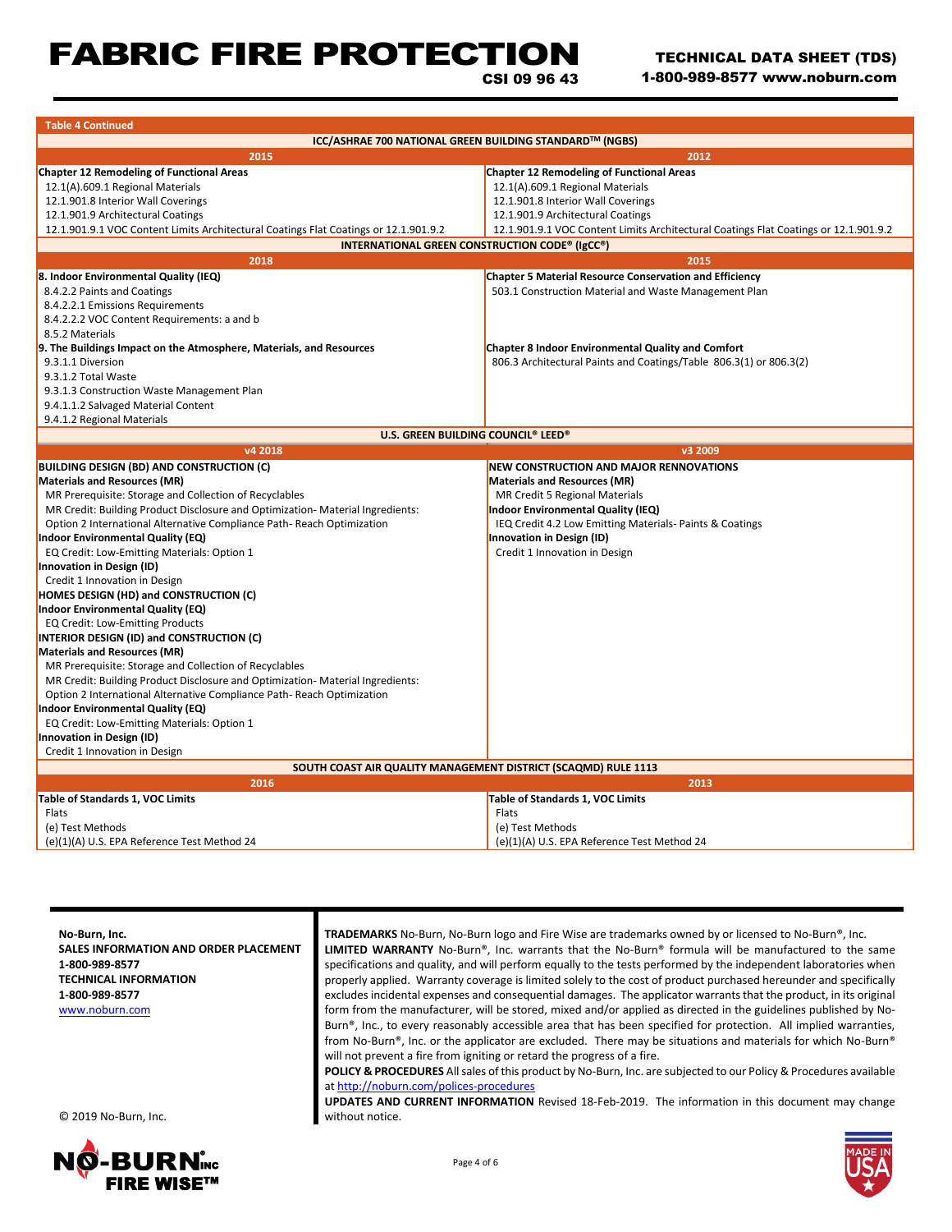**Table 4 Continued**

| ICC/ASHRAE 700 NATIONAL GREEN BUILDING STANDARD™ (NGBS) | |
|---|---|
| **2015** | **2012** |
| **Chapter 12 Remodeling of Functional Areas** | **Chapter 12 Remodeling of Functional Areas** |
| 12.1(A).609.1 Regional Materials | 12.1(A).609.1 Regional Materials |
| 12.1.901.8 Interior Wall Coverings | 12.1.901.8 Interior Wall Coverings |
| 12.1.901.9 Architectural Coatings | 12.1.901.9 Architectural Coatings |
| 12.1.901.9.1 VOC Content Limits Architectural Coatings Flat Coatings or 12.1.901.9.2 | 12.1.901.9.1 VOC Content Limits Architectural Coatings Flat Coatings or 12.1.901.9.2 |
| **INTERNATIONAL GREEN CONSTRUCTION CODE® (IgCC®)** | |
| **2018** | **2015** |
| **8. Indoor Environmental Quality (IEQ)** | **Chapter 5 Material Resource Conservation and Efficiency** |
| 8.4.2.2 Paints and Coatings | 503.1 Construction Material and Waste Management Plan |
| 8.4.2.2.1 Emissions Requirements | |
| 8.4.2.2.2 VOC Content Requirements: a and b | |
| 8.5.2 Materials | |
| **9. The Buildings Impact on the Atmosphere, Materials, and Resources** | **Chapter 8 Indoor Environmental Quality and Comfort** |
| 9.3.1.1 Diversion | 806.3 Architectural Paints and Coatings/Table 806.3(1) or 806.3(2) |
| 9.3.1.2 Total Waste | |
| 9.3.1.3 Construction Waste Management Plan | |
| 9.4.1.1.2 Salvaged Material Content | |
| 9.4.1.2 Regional Materials | |
| **U.S. GREEN BUILDING COUNCIL® LEED®** | |
| **v4 2018** | **v3 2009** |
| **BUILDING DESIGN (BD) AND CONSTRUCTION (C)** | **NEW CONSTRUCTION AND MAJOR RENNOVATIONS** |
| **Materials and Resources (MR)** | **Materials and Resources (MR)** |
| MR Prerequisite: Storage and Collection of Recyclables | MR Credit 5 Regional Materials |
| MR Credit: Building Product Disclosure and Optimization- Material Ingredients: | **Indoor Environmental Quality (IEQ)** |
| Option 2 International Alternative Compliance Path- Reach Optimization | IEQ Credit 4.2 Low Emitting Materials- Paints & Coatings |
| **Indoor Environmental Quality (EQ)** | **Innovation in Design (ID)** |
| EQ Credit: Low-Emitting Materials: Option 1 | Credit 1 Innovation in Design |
| **Innovation in Design (ID)** | |
| Credit 1 Innovation in Design | |
| **HOMES DESIGN (HD) and CONSTRUCTION (C)** | |
| **Indoor Environmental Quality (EQ)** | |
| EQ Credit: Low-Emitting Products | |
| **INTERIOR DESIGN (ID) and CONSTRUCTION (C)** | |
| **Materials and Resources (MR)** | |
| MR Prerequisite: Storage and Collection of Recyclables | |
| MR Credit: Building Product Disclosure and Optimization- Material Ingredients: | |
| Option 2 International Alternative Compliance Path- Reach Optimization | |
| **Indoor Environmental Quality (EQ)** | |
| EQ Credit: Low-Emitting Materials: Option 1 | |
| **Innovation in Design (ID)** | |
| Credit 1 Innovation in Design | |
| **SOUTH COAST AIR QUALITY MANAGEMENT DISTRICT (SCAQMD) RULE 1113** | |
| **2016** | **2013** |
| **Table of Standards 1, VOC Limits** | **Table of Standards 1, VOC Limits** |
| Flats | Flats |
| (e) Test Methods | (e) Test Methods |
| (e)(1)(A) U.S. EPA Reference Test Method 24 | (e)(1)(A) U.S. EPA Reference Test Method 24 |

**No-Burn, Inc.**
**SALES INFORMATION AND ORDER PLACEMENT**
**1-800-989-8577**
**TECHNICAL INFORMATION**
**1-800-989-8577**
www.noburn.com

© 2019 No-Burn, Inc.

**TRADEMARKS** No-Burn, No-Burn logo and Fire Wise are trademarks owned by or licensed to No-Burn®, Inc.
**LIMITED WARRANTY** No-Burn®, Inc. warrants that the No-Burn® formula will be manufactured to the same specifications and quality, and will perform equally to the tests performed by the independent laboratories when properly applied. Warranty coverage is limited solely to the cost of product purchased hereunder and specifically excludes incidental expenses and consequential damages. The applicator warrants that the product, in its original form from the manufacturer, will be stored, mixed and/or applied as directed in the guidelines published by No-Burn®, Inc., to every reasonably accessible area that has been specified for protection. All implied warranties, from No-Burn®, Inc. or the applicator are excluded. There may be situations and materials for which No-Burn® will not prevent a fire from igniting or retard the progress of a fire.
**POLICY & PROCEDURES** All sales of this product by No-Burn, Inc. are subjected to our Policy & Procedures available at http://noburn.com/polices-procedures
**UPDATES AND CURRENT INFORMATION** Revised 18-Feb-2019. The information in this document may change without notice.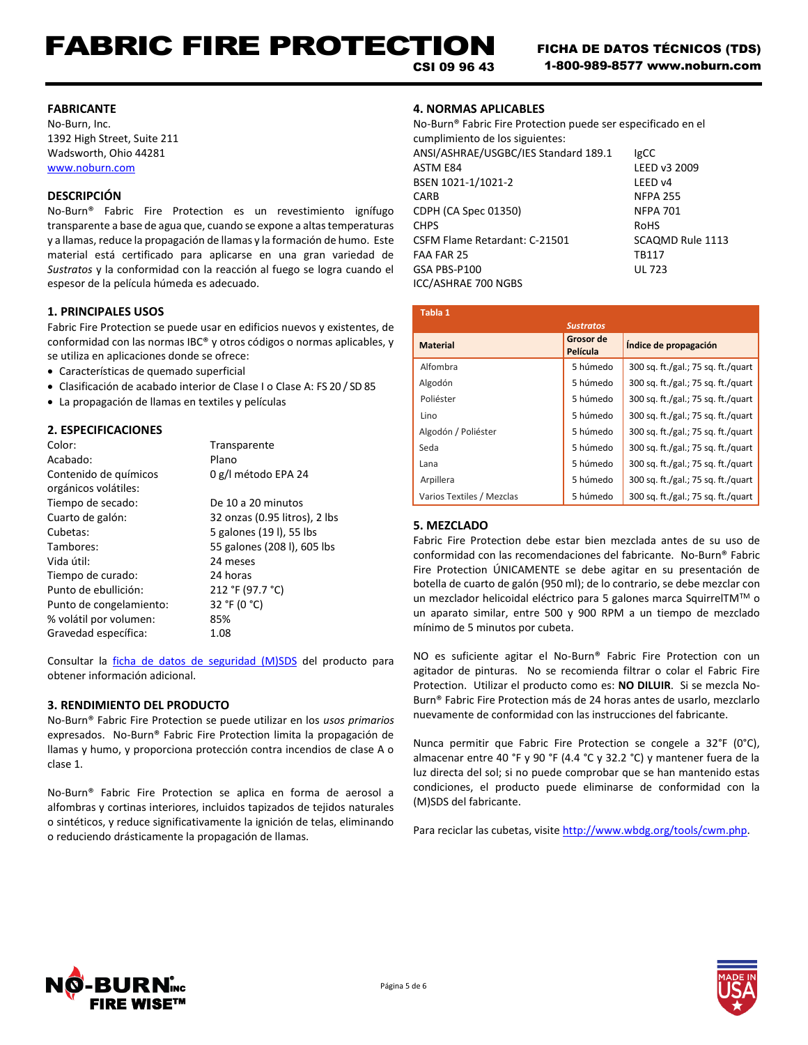# FABRIC FIRE PROTECTION

CSI 09 96 43

FICHA DE DATOS TÉCNICOS (TDS)
1-800-989-8577 www.noburn.com

## FABRICANTE

No-Burn, Inc.
1392 High Street, Suite 211
Wadsworth, Ohio 44281
www.noburn.com

## DESCRIPCIÓN

No-Burn® Fabric Fire Protection es un revestimiento ignífugo transparente a base de agua que, cuando se expone a altas temperaturas y a llamas, reduce la propagación de llamas y la formación de humo. Este material está certificado para aplicarse en una gran variedad de *Sustratos* y la conformidad con la reacción al fuego se logra cuando el espesor de la película húmeda es adecuado.

## 1. PRINCIPALES USOS

Fabric Fire Protection se puede usar en edificios nuevos y existentes, de conformidad con las normas IBC® y otros códigos o normas aplicables, y se utiliza en aplicaciones donde se ofrece:

- Características de quemado superficial
- Clasificación de acabado interior de Clase I o Clase A: FS 20 / SD 85
- La propagación de llamas en textiles y películas

## 2. ESPECIFICACIONES

| | |
|---|---|
| Color: | Transparente |
| Acabado: | Plano |
| Contenido de químicos orgánicos volátiles: | 0 g/l método EPA 24 |
| Tiempo de secado: | De 10 a 20 minutos |
| Cuarto de galón: | 32 onzas (0.95 litros), 2 lbs |
| Cubetas: | 5 galones (19 l), 55 lbs |
| Tambores: | 55 galones (208 l), 605 lbs |
| Vida útil: | 24 meses |
| Tiempo de curado: | 24 horas |
| Punto de ebullición: | 212 °F (97.7 °C) |
| Punto de congelamiento: | 32 °F (0 °C) |
| % volátil por volumen: | 85% |
| Gravedad específica: | 1.08 |

Consultar la ficha de datos de seguridad (M)SDS del producto para obtener información adicional.

## 3. RENDIMIENTO DEL PRODUCTO

No-Burn® Fabric Fire Protection se puede utilizar en los *usos primarios* expresados. No-Burn® Fabric Fire Protection limita la propagación de llamas y humo, y proporciona protección contra incendios de clase A o clase 1.

No-Burn® Fabric Fire Protection se aplica en forma de aerosol a alfombras y cortinas interiores, incluidos tapizados de tejidos naturales o sintéticos, y reduce significativamente la ignición de telas, eliminando o reduciendo drásticamente la propagación de llamas.

## 4. NORMAS APLICABLES

No-Burn® Fabric Fire Protection puede ser especificado en el cumplimiento de los siguientes:

| | |
|---|---|
| ANSI/ASHRAE/USGBC/IES Standard 189.1 | IgCC |
| ASTM E84 | LEED v3 2009 |
| BSEN 1021-1/1021-2 | LEED v4 |
| CARB | NFPA 255 |
| CDPH (CA Spec 01350) | NFPA 701 |
| CHPS | RoHS |
| CSFM Flame Retardant: C-21501 | SCAQMD Rule 1113 |
| FAA FAR 25 | TB117 |
| GSA PBS-P100 | UL 723 |
| ICC/ASHRAE 700 NGBS | |

**Tabla 1**

| | *Sustratos* | |
|---|---|---|
| **Material** | **Grosor de Película** | **Índice de propagación** |
| Alfombra | 5 húmedo | 300 sq. ft./gal.; 75 sq. ft./quart |
| Algodón | 5 húmedo | 300 sq. ft./gal.; 75 sq. ft./quart |
| Poliéster | 5 húmedo | 300 sq. ft./gal.; 75 sq. ft./quart |
| Lino | 5 húmedo | 300 sq. ft./gal.; 75 sq. ft./quart |
| Algodón / Poliéster | 5 húmedo | 300 sq. ft./gal.; 75 sq. ft./quart |
| Seda | 5 húmedo | 300 sq. ft./gal.; 75 sq. ft./quart |
| Lana | 5 húmedo | 300 sq. ft./gal.; 75 sq. ft./quart |
| Arpillera | 5 húmedo | 300 sq. ft./gal.; 75 sq. ft./quart |
| Varios Textiles / Mezclas | 5 húmedo | 300 sq. ft./gal.; 75 sq. ft./quart |

## 5. MEZCLADO

Fabric Fire Protection debe estar bien mezclada antes de su uso de conformidad con las recomendaciones del fabricante. No-Burn® Fabric Fire Protection ÚNICAMENTE se debe agitar en su presentación de botella de cuarto de galón (950 ml); de lo contrario, se debe mezclar con un mezclador helicoidal eléctrico para 5 galones marca SquirrelTM™ o un aparato similar, entre 500 y 900 RPM a un tiempo de mezclado mínimo de 5 minutos por cubeta.

NO es suficiente agitar el No-Burn® Fabric Fire Protection con un agitador de pinturas. No se recomienda filtrar o colar el Fabric Fire Protection. Utilizar el producto como es: **NO DILUIR**. Si se mezcla No-Burn® Fabric Fire Protection más de 24 horas antes de usarlo, mezclarlo nuevamente de conformidad con las instrucciones del fabricante.

Nunca permitir que Fabric Fire Protection se congele a 32°F (0°C), almacenar entre 40 °F y 90 °F (4.4 °C y 32.2 °C) y mantener fuera de la luz directa del sol; si no puede comprobar que se han mantenido estas condiciones, el producto puede eliminarse de conformidad con la (M)SDS del fabricante.

Para reciclar las cubetas, visite http://www.wbdg.org/tools/cwm.php.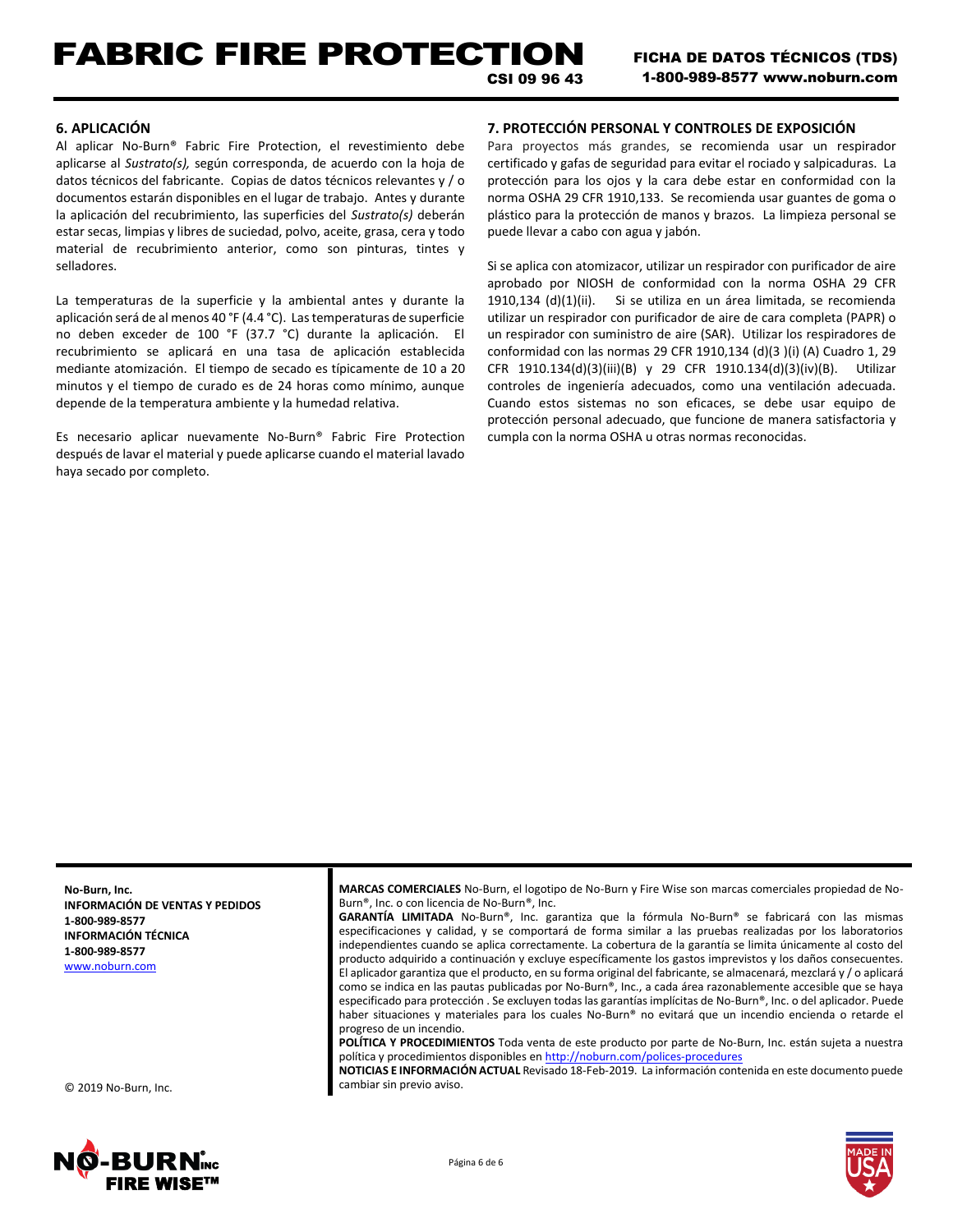## 6. APLICACIÓN

Al aplicar No-Burn® Fabric Fire Protection, el revestimiento debe aplicarse al *Sustrato(s),* según corresponda, de acuerdo con la hoja de datos técnicos del fabricante. Copias de datos técnicos relevantes y / o documentos estarán disponibles en el lugar de trabajo. Antes y durante la aplicación del recubrimiento, las superficies del *Sustrato(s)* deberán estar secas, limpias y libres de suciedad, polvo, aceite, grasa, cera y todo material de recubrimiento anterior, como son pinturas, tintes y selladores.

La temperaturas de la superficie y la ambiental antes y durante la aplicación será de al menos 40 °F (4.4 °C). Las temperaturas de superficie no deben exceder de 100 °F (37.7 °C) durante la aplicación. El recubrimiento se aplicará en una tasa de aplicación establecida mediante atomización. El tiempo de secado es típicamente de 10 a 20 minutos y el tiempo de curado es de 24 horas como mínimo, aunque depende de la temperatura ambiente y la humedad relativa.

Es necesario aplicar nuevamente No-Burn® Fabric Fire Protection después de lavar el material y puede aplicarse cuando el material lavado haya secado por completo.

## 7. PROTECCIÓN PERSONAL Y CONTROLES DE EXPOSICIÓN

Para proyectos más grandes, se recomienda usar un respirador certificado y gafas de seguridad para evitar el rociado y salpicaduras. La protección para los ojos y la cara debe estar en conformidad con la norma OSHA 29 CFR 1910,133. Se recomienda usar guantes de goma o plástico para la protección de manos y brazos. La limpieza personal se puede llevar a cabo con agua y jabón.

Si se aplica con atomizacor, utilizar un respirador con purificador de aire aprobado por NIOSH de conformidad con la norma OSHA 29 CFR 1910,134 (d)(1)(ii). Si se utiliza en un área limitada, se recomienda utilizar un respirador con purificador de aire de cara completa (PAPR) o un respirador con suministro de aire (SAR). Utilizar los respiradores de conformidad con las normas 29 CFR 1910,134 (d)(3 )(i) (A) Cuadro 1, 29 CFR 1910.134(d)(3)(iii)(B) y 29 CFR 1910.134(d)(3)(iv)(B). Utilizar controles de ingeniería adecuados, como una ventilación adecuada. Cuando estos sistemas no son eficaces, se debe usar equipo de protección personal adecuado, que funcione de manera satisfactoria y cumpla con la norma OSHA u otras normas reconocidas.

**No-Burn, Inc.**
**INFORMACIÓN DE VENTAS Y PEDIDOS**
**1-800-989-8577**
**INFORMACIÓN TÉCNICA**
**1-800-989-8577**
www.noburn.com

© 2019 No-Burn, Inc.

**MARCAS COMERCIALES** No-Burn, el logotipo de No-Burn y Fire Wise son marcas comerciales propiedad de No-Burn®, Inc. o con licencia de No-Burn®, Inc.

**GARANTÍA LIMITADA** No-Burn®, Inc. garantiza que la fórmula No-Burn® se fabricará con las mismas especificaciones y calidad, y se comportará de forma similar a las pruebas realizadas por los laboratorios independientes cuando se aplica correctamente. La cobertura de la garantía se limita únicamente al costo del producto adquirido a continuación y excluye específicamente los gastos imprevistos y los daños consecuentes. El aplicador garantiza que el producto, en su forma original del fabricante, se almacenará, mezclará y / o aplicará como se indica en las pautas publicadas por No-Burn®, Inc., a cada área razonablemente accesible que se haya especificado para protección . Se excluyen todas las garantías implícitas de No-Burn®, Inc. o del aplicador. Puede haber situaciones y materiales para los cuales No-Burn® no evitará que un incendio encienda o retarde el progreso de un incendio.

**POLÍTICA Y PROCEDIMIENTOS** Toda venta de este producto por parte de No-Burn, Inc. están sujeta a nuestra política y procedimientos disponibles en http://noburn.com/polices-procedures

**NOTICIAS E INFORMACIÓN ACTUAL** Revisado 18-Feb-2019. La información contenida en este documento puede cambiar sin previo aviso.